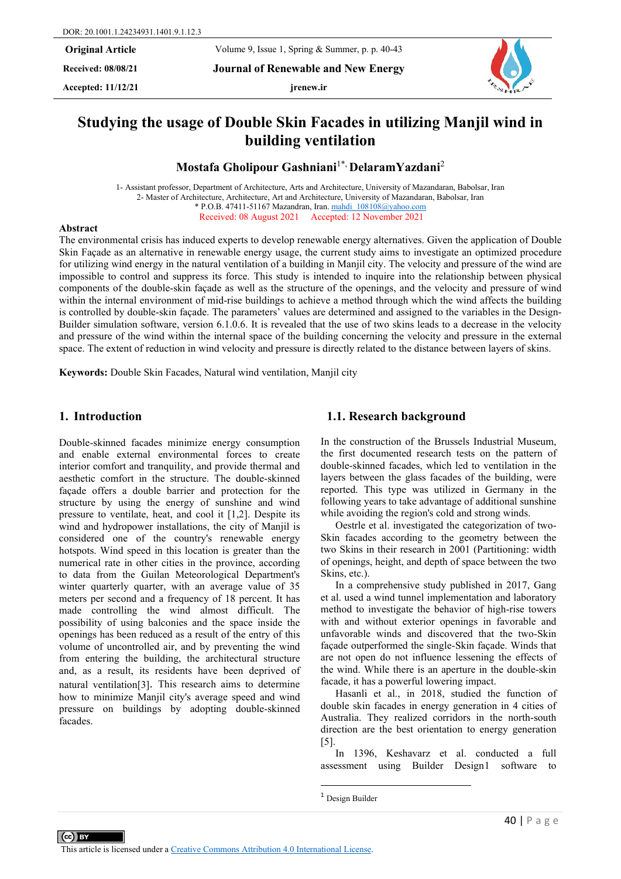DOR: 20.1001.1.24234931.1401.9.1.12.3

**Original Article**

**Received: 08/08/21**

**Accepted: 11/12/21**

**Journal of Renewable and New Energy**

jrenew.ir

# Studying the usage of Double Skin Facades in utilizing Manjil wind in building ventilation

**Mostafa Gholipour Gashniani[1*], DelaramYazdani[2]**

1- Assistant professor, Department of Architecture, Arts and Architecture, University of Mazandaran, Babolsar, Iran
2- Master of Architecture, Architecture, Art and Architecture, University of Mazandaran, Babolsar, Iran
* P.O.B. 47411-51167 Mazandran, Iran. mahdi_108108@yahoo.com
Received: 08 August 2021 Accepted: 12 November 2021

## Abstract

The environmental crisis has induced experts to develop renewable energy alternatives. Given the application of Double Skin Façade as an alternative in renewable energy usage, the current study aims to investigate an optimized procedure for utilizing wind energy in the natural ventilation of a building in Manjil city. The velocity and pressure of the wind are impossible to control and suppress its force. This study is intended to inquire into the relationship between physical components of the double-skin façade as well as the structure of the openings, and the velocity and pressure of wind within the internal environment of mid-rise buildings to achieve a method through which the wind affects the building is controlled by double-skin façade. The parameters' values are determined and assigned to the variables in the Design-Builder simulation software, version 6.1.0.6. It is revealed that the use of two skins leads to a decrease in the velocity and pressure of the wind within the internal space of the building concerning the velocity and pressure in the external space. The extent of reduction in wind velocity and pressure is directly related to the distance between layers of skins.

**Keywords:** Double Skin Facades, Natural wind ventilation, Manjil city

## 1. Introduction

Double-skinned facades minimize energy consumption and enable external environmental forces to create interior comfort and tranquility, and provide thermal and aesthetic comfort in the structure. The double-skinned façade offers a double barrier and protection for the structure by using the energy of sunshine and wind pressure to ventilate, heat, and cool it [1,2]. Despite its wind and hydropower installations, the city of Manjil is considered one of the country's renewable energy hotspots. Wind speed in this location is greater than the numerical rate in other cities in the province, according to data from the Guilan Meteorological Department's winter quarterly quarter, with an average value of 35 meters per second and a frequency of 18 percent. It has made controlling the wind almost difficult. The possibility of using balconies and the space inside the openings has been reduced as a result of the entry of this volume of uncontrolled air, and by preventing the wind from entering the building, the architectural structure and, as a result, its residents have been deprived of natural ventilation[3]. This research aims to determine how to minimize Manjil city's average speed and wind pressure on buildings by adopting double-skinned facades.

### 1.1. Research background

In the construction of the Brussels Industrial Museum, the first documented research tests on the pattern of double-skinned facades, which led to ventilation in the layers between the glass facades of the building, were reported. This type was utilized in Germany in the following years to take advantage of additional sunshine while avoiding the region's cold and strong winds.

Oestrle et al. investigated the categorization of two-Skin facades according to the geometry between the two Skins in their research in 2001 (Partitioning: width of openings, height, and depth of space between the two Skins, etc.).

In a comprehensive study published in 2017, Gang et al. used a wind tunnel implementation and laboratory method to investigate the behavior of high-rise towers with and without exterior openings in favorable and unfavorable winds and discovered that the two-Skin façade outperformed the single-Skin façade. Winds that are not open do not influence lessening the effects of the wind. While there is an aperture in the double-skin facade, it has a powerful lowering impact.

Hasanli et al., in 2018, studied the function of double skin facades in energy generation in 4 cities of Australia. They realized corridors in the north-south direction are the best orientation to energy generation [5].

In 1396, Keshavarz et al. conducted a full assessment using Builder Design[1] software to

---

[1] Design Builder

This article is licensed under a Creative Commons Attribution 4.0 International License.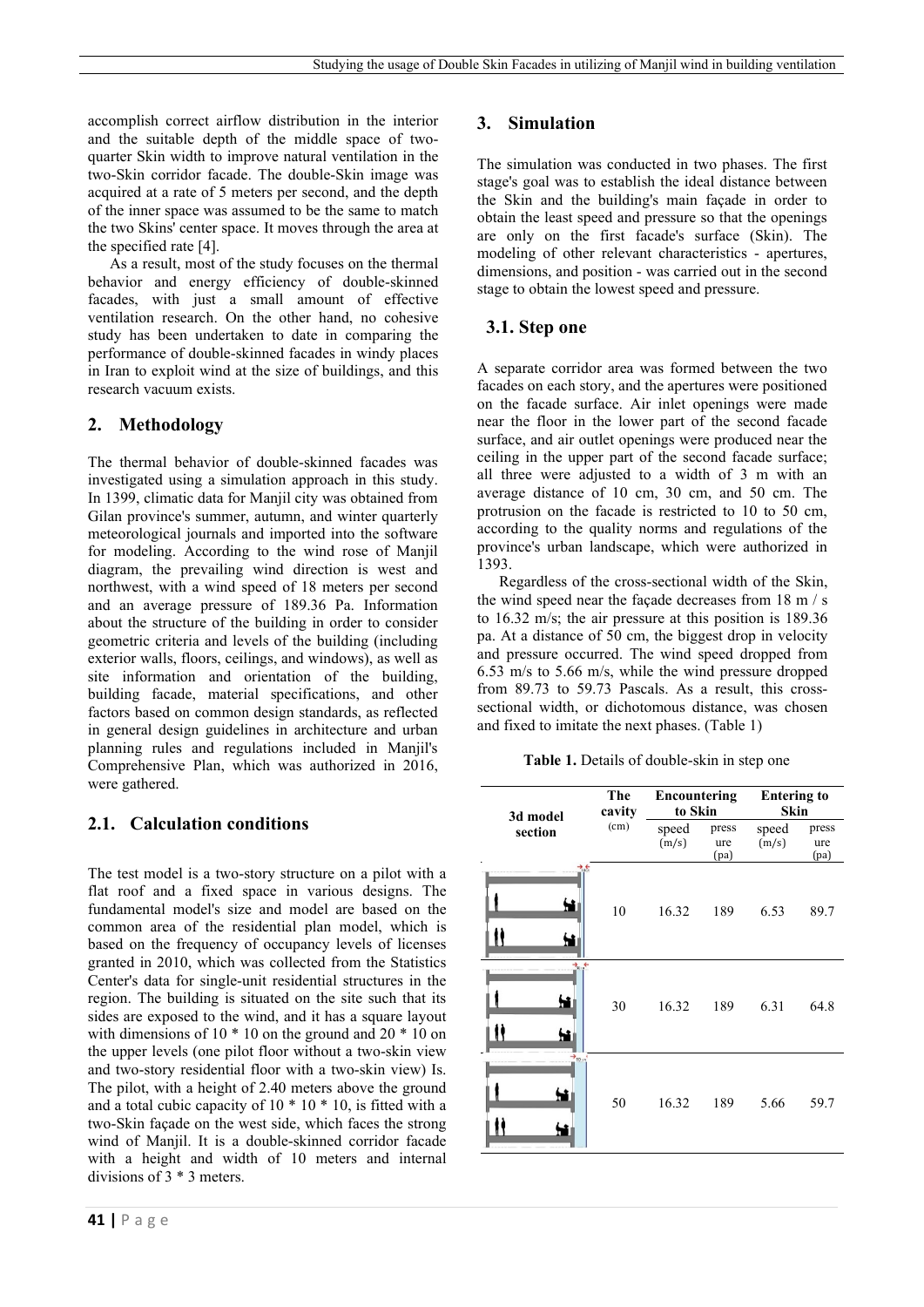accomplish correct airflow distribution in the interior and the suitable depth of the middle space of two-quarter Skin width to improve natural ventilation in the two-Skin corridor facade. The double-Skin image was acquired at a rate of 5 meters per second, and the depth of the inner space was assumed to be the same to match the two Skins' center space. It moves through the area at the specified rate [4].

As a result, most of the study focuses on the thermal behavior and energy efficiency of double-skinned facades, with just a small amount of effective ventilation research. On the other hand, no cohesive study has been undertaken to date in comparing the performance of double-skinned facades in windy places in Iran to exploit wind at the size of buildings, and this research vacuum exists.

## 2. Methodology

The thermal behavior of double-skinned facades was investigated using a simulation approach in this study. In 1399, climatic data for Manjil city was obtained from Gilan province's summer, autumn, and winter quarterly meteorological journals and imported into the software for modeling. According to the wind rose of Manjil diagram, the prevailing wind direction is west and northwest, with a wind speed of 18 meters per second and an average pressure of 189.36 Pa. Information about the structure of the building in order to consider geometric criteria and levels of the building (including exterior walls, floors, ceilings, and windows), as well as site information and orientation of the building, building facade, material specifications, and other factors based on common design standards, as reflected in general design guidelines in architecture and urban planning rules and regulations included in Manjil's Comprehensive Plan, which was authorized in 2016, were gathered.

### 2.1. Calculation conditions

The test model is a two-story structure on a pilot with a flat roof and a fixed space in various designs. The fundamental model's size and model are based on the common area of the residential plan model, which is based on the frequency of occupancy levels of licenses granted in 2010, which was collected from the Statistics Center's data for single-unit residential structures in the region. The building is situated on the site such that its sides are exposed to the wind, and it has a square layout with dimensions of 10 * 10 on the ground and 20 * 10 on the upper levels (one pilot floor without a two-skin view and two-story residential floor with a two-skin view) Is. The pilot, with a height of 2.40 meters above the ground and a total cubic capacity of 10 * 10 * 10, is fitted with a two-Skin façade on the west side, which faces the strong wind of Manjil. It is a double-skinned corridor facade with a height and width of 10 meters and internal divisions of 3 * 3 meters.

## 3. Simulation

The simulation was conducted in two phases. The first stage's goal was to establish the ideal distance between the Skin and the building's main façade in order to obtain the least speed and pressure so that the openings are only on the first facade's surface (Skin). The modeling of other relevant characteristics - apertures, dimensions, and position - was carried out in the second stage to obtain the lowest speed and pressure.

### 3.1. Step one

A separate corridor area was formed between the two facades on each story, and the apertures were positioned on the facade surface. Air inlet openings were made near the floor in the lower part of the second facade surface, and air outlet openings were produced near the ceiling in the upper part of the second facade surface; all three were adjusted to a width of 3 m with an average distance of 10 cm, 30 cm, and 50 cm. The protrusion on the facade is restricted to 10 to 50 cm, according to the quality norms and regulations of the province's urban landscape, which were authorized in 1393.

Regardless of the cross-sectional width of the Skin, the wind speed near the façade decreases from 18 m / s to 16.32 m/s; the air pressure at this position is 189.36 pa. At a distance of 50 cm, the biggest drop in velocity and pressure occurred. The wind speed dropped from 6.53 m/s to 5.66 m/s, while the wind pressure dropped from 89.73 to 59.73 Pascals. As a result, this cross-sectional width, or dichotomous distance, was chosen and fixed to imitate the next phases. (Table 1)

**Table 1.** Details of double-skin in step one

| 3d model section | The cavity (cm) | Encountering to Skin | | Entering to Skin | |
|---|---|---|---|---|---|
| | | speed (m/s) | pressure (pa) | speed (m/s) | pressure (pa) |
| | 10 | 16.32 | 189 | 6.53 | 89.7 |
| | 30 | 16.32 | 189 | 6.31 | 64.8 |
| | 50 | 16.32 | 189 | 5.66 | 59.7 |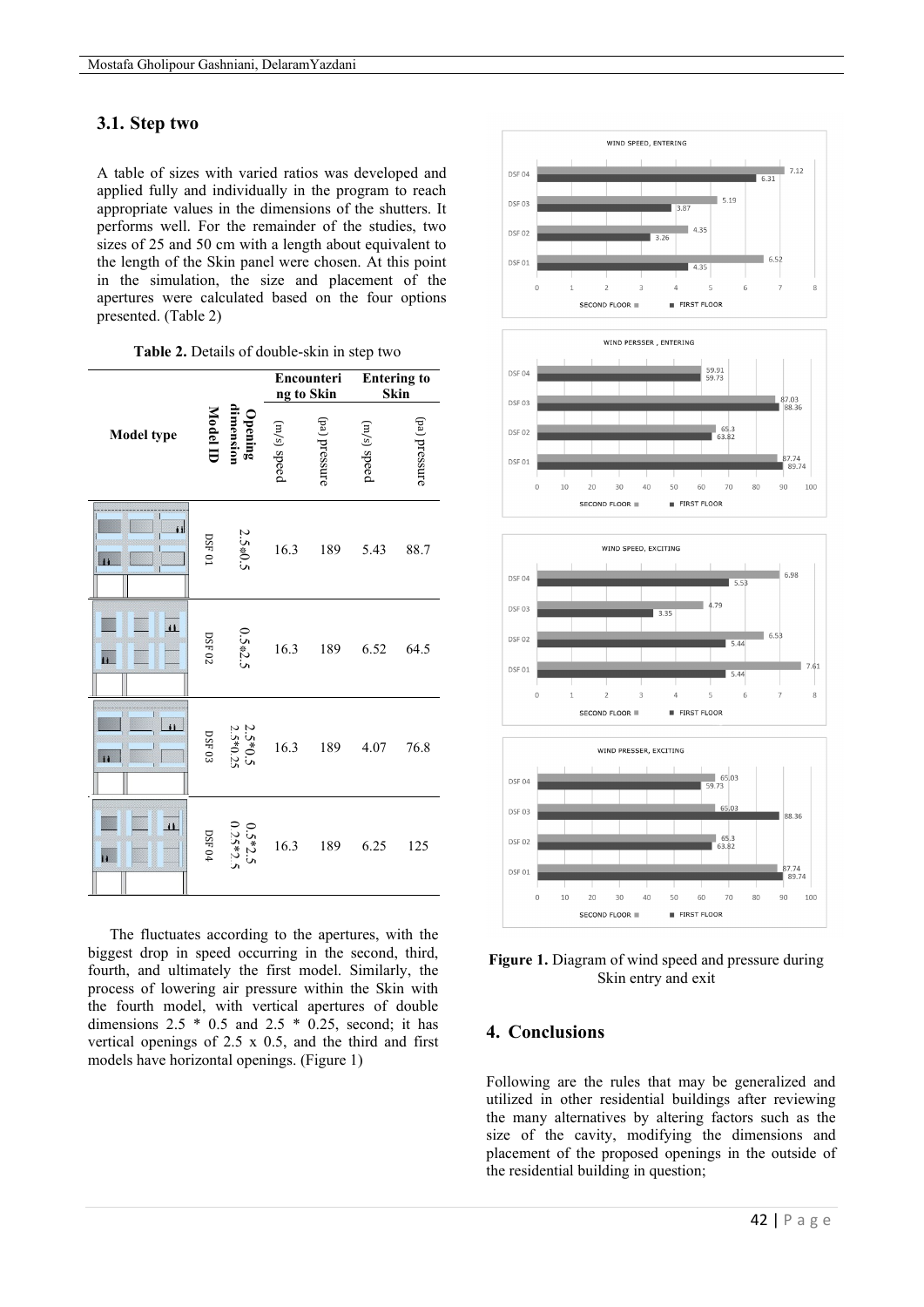## 3.1. Step two

A table of sizes with varied ratios was developed and applied fully and individually in the program to reach appropriate values in the dimensions of the shutters. It performs well. For the remainder of the studies, two sizes of 25 and 50 cm with a length about equivalent to the length of the Skin panel were chosen. At this point in the simulation, the size and placement of the apertures were calculated based on the four options presented. (Table 2)

**Table 2.** Details of double-skin in step two

| Model type | Model ID | Opening dimension | Encountering to Skin | | Entering to Skin | |
|---|---|---|---|---|---|---|
| | | | speed (m/s) | pressure (pa) | speed (m/s) | pressure (pa) |
| | DSF 01 | 2.5*0.5 | 16.3 | 189 | 5.43 | 88.7 |
| | DSF 02 | 0.5*2.5 | 16.3 | 189 | 6.52 | 64.5 |
| | DSF 03 | 2.5*0.5 2.5*0.25 | 16.3 | 189 | 4.07 | 76.8 |
| | DSF 04 | 0.5*2.5 0.25*2.5 | 16.3 | 189 | 6.25 | 125 |

The fluctuates according to the apertures, with the biggest drop in speed occurring in the second, third, fourth, and ultimately the first model. Similarly, the process of lowering air pressure within the Skin with the fourth model, with vertical apertures of double dimensions 2.5 * 0.5 and 2.5 * 0.25, second; it has vertical openings of 2.5 x 0.5, and the third and first models have horizontal openings. (Figure 1)

**Figure 1.** Diagram of wind speed and pressure during Skin entry and exit

## 4. Conclusions

Following are the rules that may be generalized and utilized in other residential buildings after reviewing the many alternatives by altering factors such as the size of the cavity, modifying the dimensions and placement of the proposed openings in the outside of the residential building in question;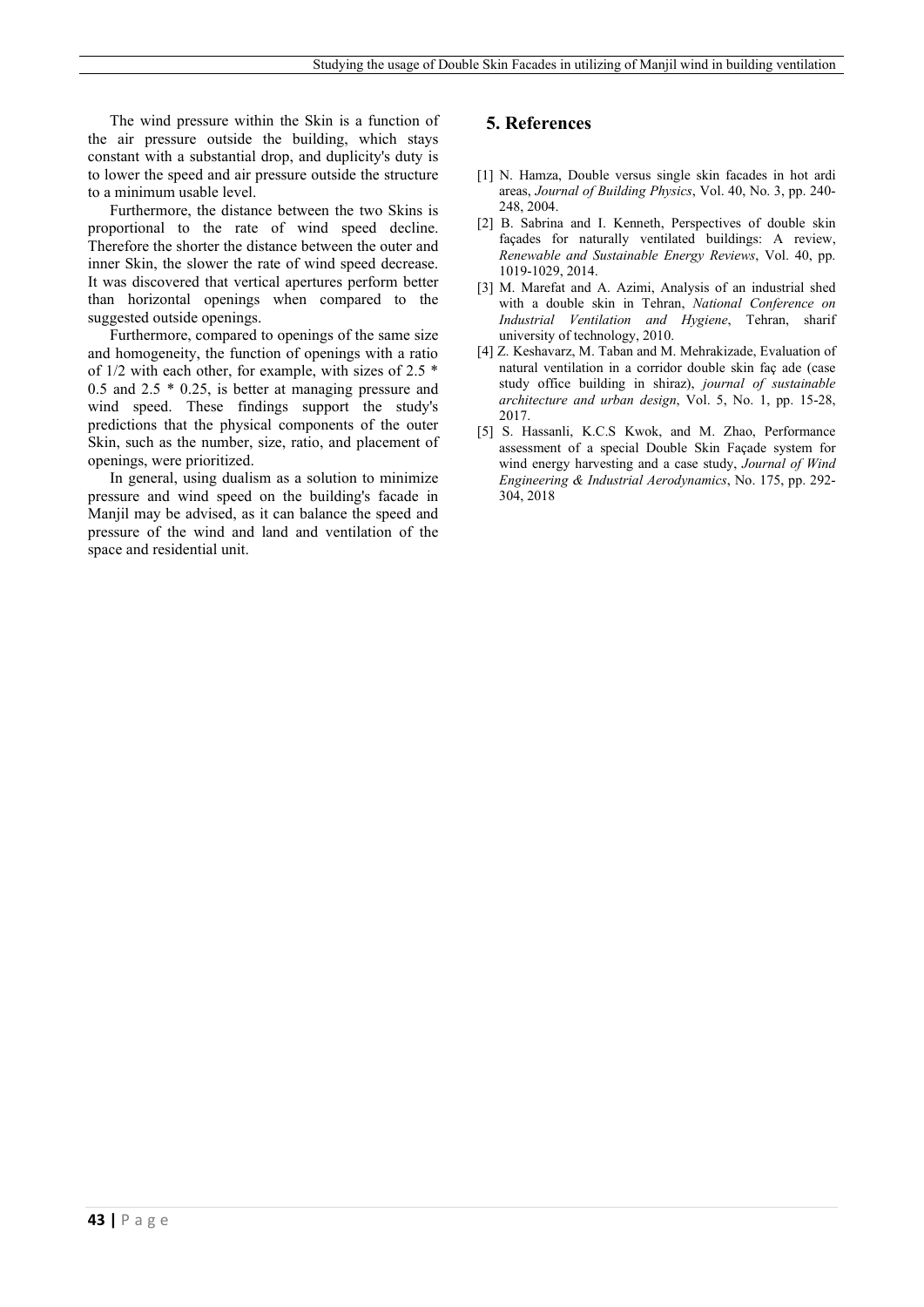The wind pressure within the Skin is a function of the air pressure outside the building, which stays constant with a substantial drop, and duplicity's duty is to lower the speed and air pressure outside the structure to a minimum usable level.

Furthermore, the distance between the two Skins is proportional to the rate of wind speed decline. Therefore the shorter the distance between the outer and inner Skin, the slower the rate of wind speed decrease. It was discovered that vertical apertures perform better than horizontal openings when compared to the suggested outside openings.

Furthermore, compared to openings of the same size and homogeneity, the function of openings with a ratio of 1/2 with each other, for example, with sizes of 2.5 * 0.5 and 2.5 * 0.25, is better at managing pressure and wind speed. These findings support the study's predictions that the physical components of the outer Skin, such as the number, size, ratio, and placement of openings, were prioritized.

In general, using dualism as a solution to minimize pressure and wind speed on the building's facade in Manjil may be advised, as it can balance the speed and pressure of the wind and land and ventilation of the space and residential unit.

## 5. References

[1] N. Hamza, Double versus single skin facades in hot ardi areas, *Journal of Building Physics*, Vol. 40, No. 3, pp. 240-248, 2004.

[2] B. Sabrina and I. Kenneth, Perspectives of double skin façades for naturally ventilated buildings: A review, *Renewable and Sustainable Energy Reviews*, Vol. 40, pp. 1019-1029, 2014.

[3] M. Marefat and A. Azimi, Analysis of an industrial shed with a double skin in Tehran, *National Conference on Industrial Ventilation and Hygiene*, Tehran, sharif university of technology, 2010.

[4] Z. Keshavarz, M. Taban and M. Mehrakizade, Evaluation of natural ventilation in a corridor double skin faç ade (case study office building in shiraz), *journal of sustainable architecture and urban design*, Vol. 5, No. 1, pp. 15-28, 2017.

[5] S. Hassanli, K.C.S Kwok, and M. Zhao, Performance assessment of a special Double Skin Façade system for wind energy harvesting and a case study, *Journal of Wind Engineering & Industrial Aerodynamics*, No. 175, pp. 292-304, 2018